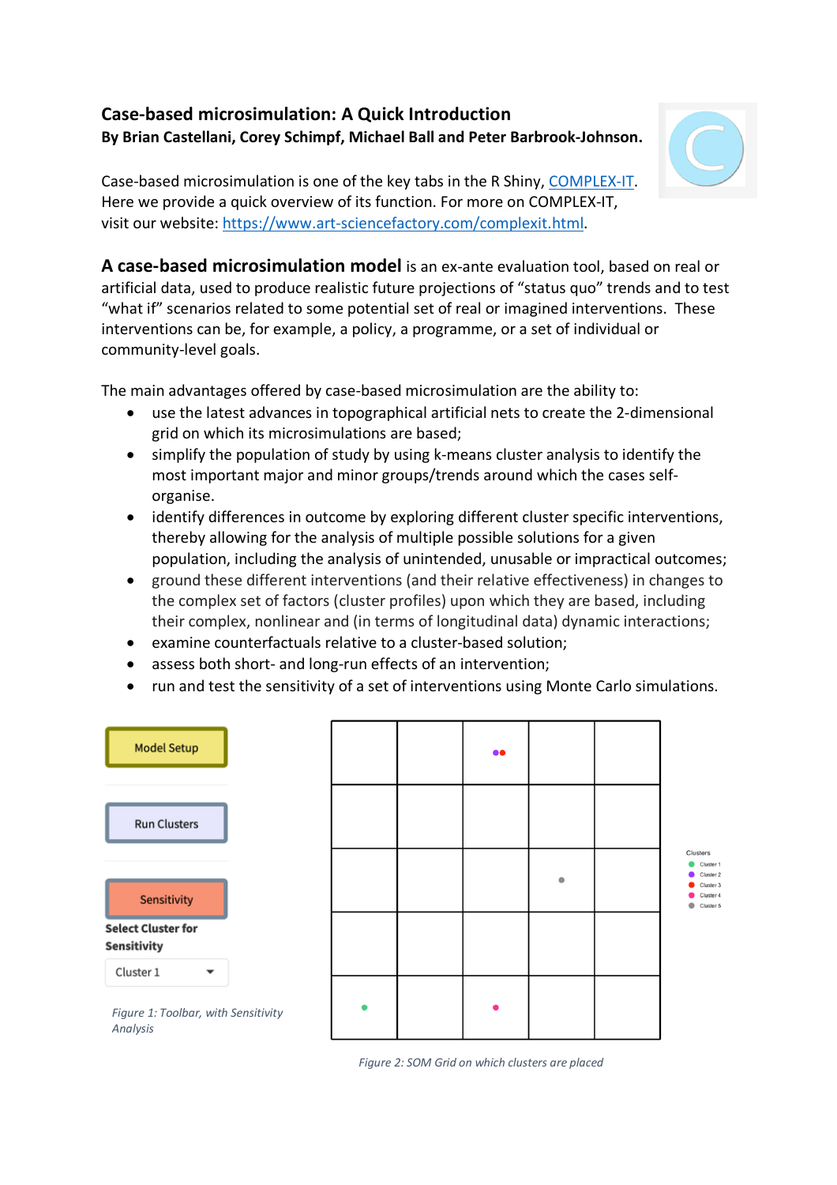## Case-based microsimulation: A Quick Introduction

**By Brian Castellani, Corey Schimpf, Michael Ball and Peter Barbrook-Johnson.**

Case-based microsimulation is one of the key tabs in the R Shiny, COMPLEX-IT. Here we provide a quick overview of its function. For more on COMPLEX-IT, visit our website: https://www.art-sciencefactory.com/complexit.html.

**A case-based microsimulation model** is an ex-ante evaluation tool, based on real or artificial data, used to produce realistic future projections of "status quo" trends and to test "what if" scenarios related to some potential set of real or imagined interventions. These interventions can be, for example, a policy, a programme, or a set of individual or community-level goals.

The main advantages offered by case-based microsimulation are the ability to:

- use the latest advances in topographical artificial nets to create the 2-dimensional grid on which its microsimulations are based;
- simplify the population of study by using k-means cluster analysis to identify the most important major and minor groups/trends around which the cases self-organise.
- identify differences in outcome by exploring different cluster specific interventions, thereby allowing for the analysis of multiple possible solutions for a given population, including the analysis of unintended, unusable or impractical outcomes;
- ground these different interventions (and their relative effectiveness) in changes to the complex set of factors (cluster profiles) upon which they are based, including their complex, nonlinear and (in terms of longitudinal data) dynamic interactions;
- examine counterfactuals relative to a cluster-based solution;
- assess both short- and long-run effects of an intervention;
- run and test the sensitivity of a set of interventions using Monte Carlo simulations.

Model Setup

Run Clusters

Sensitivity

Select Cluster for Sensitivity

Cluster 1

*Figure 1: Toolbar, with Sensitivity Analysis*

Clusters
Cluster 1
Cluster 2
Cluster 3
Cluster 4
Cluster 5

*Figure 2: SOM Grid on which clusters are placed*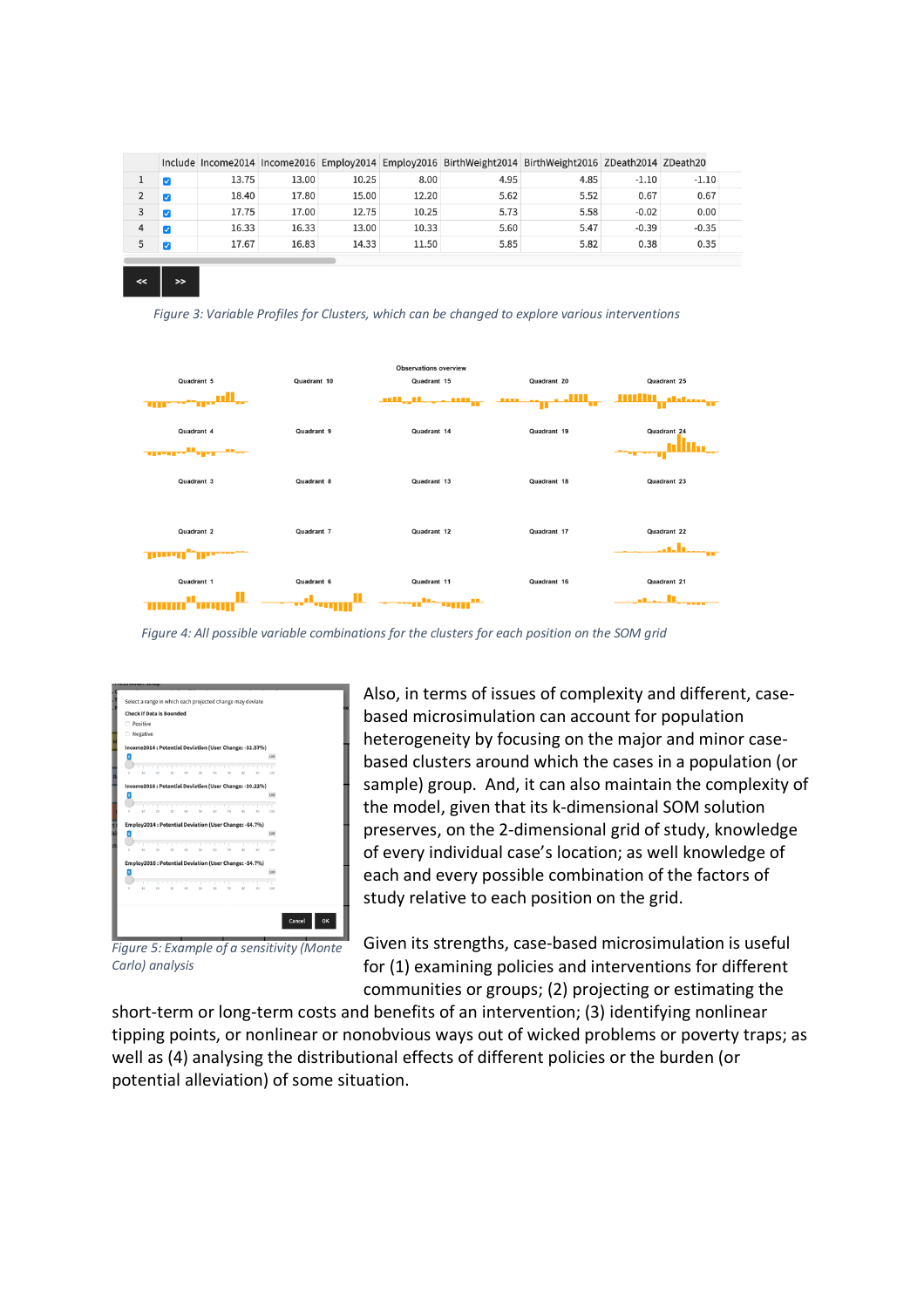| | Include | Income2014 | Income2016 | Employ2014 | Employ2016 | BirthWeight2014 | BirthWeight2016 | ZDeath2014 | ZDeath20 |
|---|---|---|---|---|---|---|---|---|---|
| 1 | ☑ | 13.75 | 13.00 | 10.25 | 8.00 | 4.95 | 4.85 | -1.10 | -1.10 |
| 2 | ☑ | 18.40 | 17.80 | 15.00 | 12.20 | 5.62 | 5.52 | 0.67 | 0.67 |
| 3 | ☑ | 17.75 | 17.00 | 12.75 | 10.25 | 5.73 | 5.58 | -0.02 | 0.00 |
| 4 | ☑ | 16.33 | 16.33 | 13.00 | 10.33 | 5.60 | 5.47 | -0.39 | -0.35 |
| 5 | ☑ | 17.67 | 16.83 | 14.33 | 11.50 | 5.85 | 5.82 | 0.38 | 0.35 |

<< >>

*Figure 3: Variable Profiles for Clusters, which can be changed to explore various interventions*

Observations overview

Quadrant 5
Quadrant 10
Quadrant 15
Quadrant 20
Quadrant 25
Quadrant 4
Quadrant 9
Quadrant 14
Quadrant 19
Quadrant 24
Quadrant 3
Quadrant 8
Quadrant 13
Quadrant 18
Quadrant 23
Quadrant 2
Quadrant 7
Quadrant 12
Quadrant 17
Quadrant 22
Quadrant 1
Quadrant 6
Quadrant 11
Quadrant 16
Quadrant 21

*Figure 4: All possible variable combinations for the clusters for each position on the SOM grid*

Select a range in which each projected change may deviate
Check if Data is Bounded
Positive
Negative
Income2014 : Potential Deviation (User Change: -32.57%)
Income2016 : Potential Deviation (User Change: -30.22%)
Employ2014 : Potential Deviation (User Change: -64.7%)
Employ2016 : Potential Deviation (User Change: -54.7%)
Cancel
OK

*Figure 5: Example of a sensitivity (Monte Carlo) analysis*

Also, in terms of issues of complexity and different, case-based microsimulation can account for population heterogeneity by focusing on the major and minor case-based clusters around which the cases in a population (or sample) group. And, it can also maintain the complexity of the model, given that its k-dimensional SOM solution preserves, on the 2-dimensional grid of study, knowledge of every individual case's location; as well knowledge of each and every possible combination of the factors of study relative to each position on the grid.

Given its strengths, case-based microsimulation is useful for (1) examining policies and interventions for different communities or groups; (2) projecting or estimating the short-term or long-term costs and benefits of an intervention; (3) identifying nonlinear tipping points, or nonlinear or nonobvious ways out of wicked problems or poverty traps; as well as (4) analysing the distributional effects of different policies or the burden (or potential alleviation) of some situation.